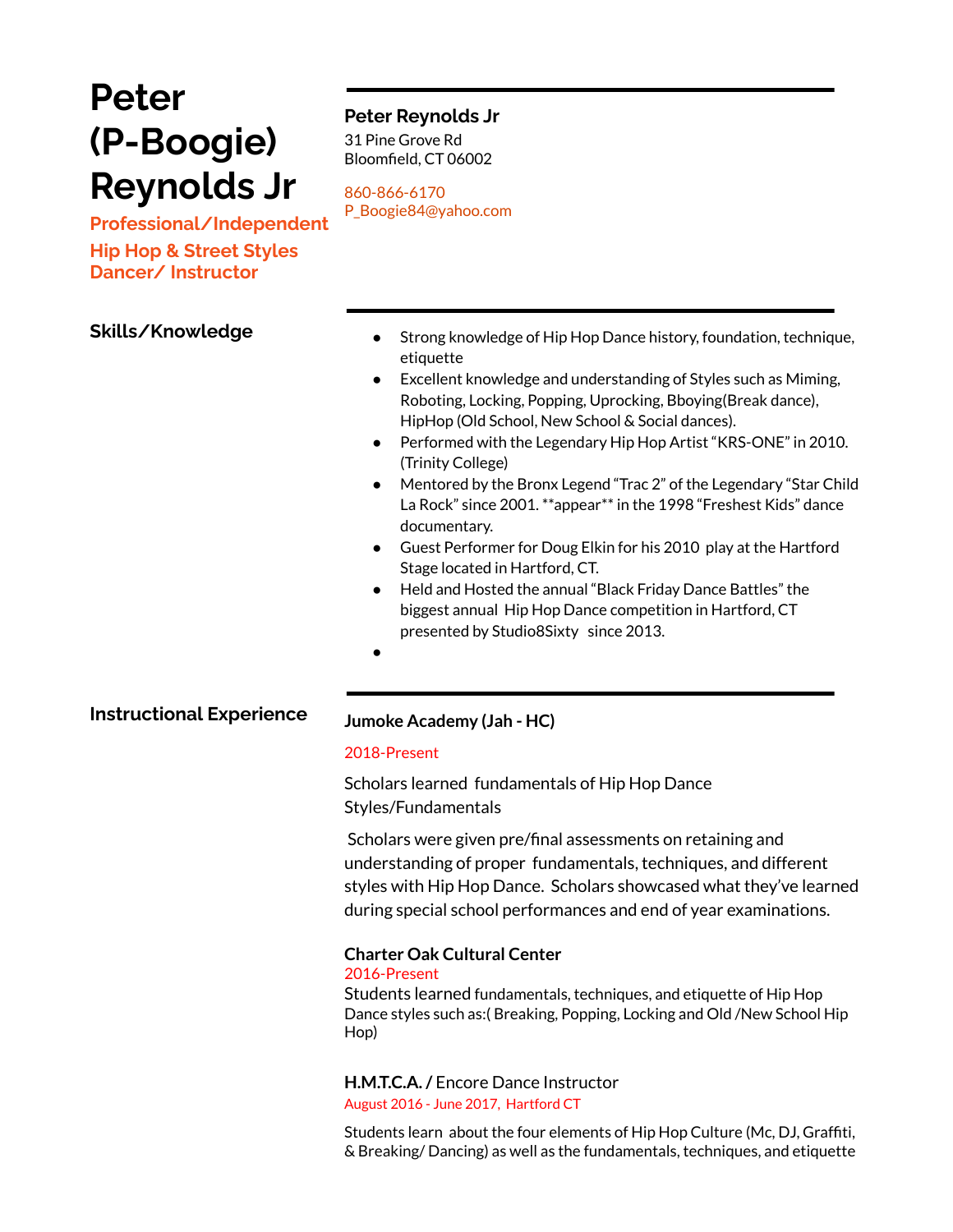# Peter (P-Boogie) Reynolds Jr

**Professional/Independent Hip Hop & Street Styles Dancer/ Instructor**

**Peter Reynolds Jr**
31 Pine Grove Rd
Bloomfield, CT 06002

860-866-6170
P_Boogie84@yahoo.com

## Skills/Knowledge

- Strong knowledge of Hip Hop Dance history, foundation, technique, etiquette
- Excellent knowledge and understanding of Styles such as Miming, Roboting, Locking, Popping, Uprocking, Bboying(Break dance), HipHop (Old School, New School & Social dances).
- Performed with the Legendary Hip Hop Artist "KRS-ONE" in 2010. (Trinity College)
- Mentored by the Bronx Legend "Trac 2" of the Legendary "Star Child La Rock" since 2001. **appear** in the 1998 "Freshest Kids" dance documentary.
- Guest Performer for Doug Elkin for his 2010 play at the Hartford Stage located in Hartford, CT.
- Held and Hosted the annual "Black Friday Dance Battles" the biggest annual Hip Hop Dance competition in Hartford, CT presented by Studio8Sixty since 2013.
-

## Instructional Experience

### Jumoke Academy (Jah - HC)

2018-Present

Scholars learned fundamentals of Hip Hop Dance Styles/Fundamentals

Scholars were given pre/final assessments on retaining and understanding of proper fundamentals, techniques, and different styles with Hip Hop Dance. Scholars showcased what they've learned during special school performances and end of year examinations.

### Charter Oak Cultural Center

2016-Present

Students learned fundamentals, techniques, and etiquette of Hip Hop Dance styles such as:( Breaking, Popping, Locking and Old /New School Hip Hop)

### H.M.T.C.A. / Encore Dance Instructor

August 2016 - June 2017, Hartford CT

Students learn about the four elements of Hip Hop Culture (Mc, DJ, Graffiti, & Breaking/ Dancing) as well as the fundamentals, techniques, and etiquette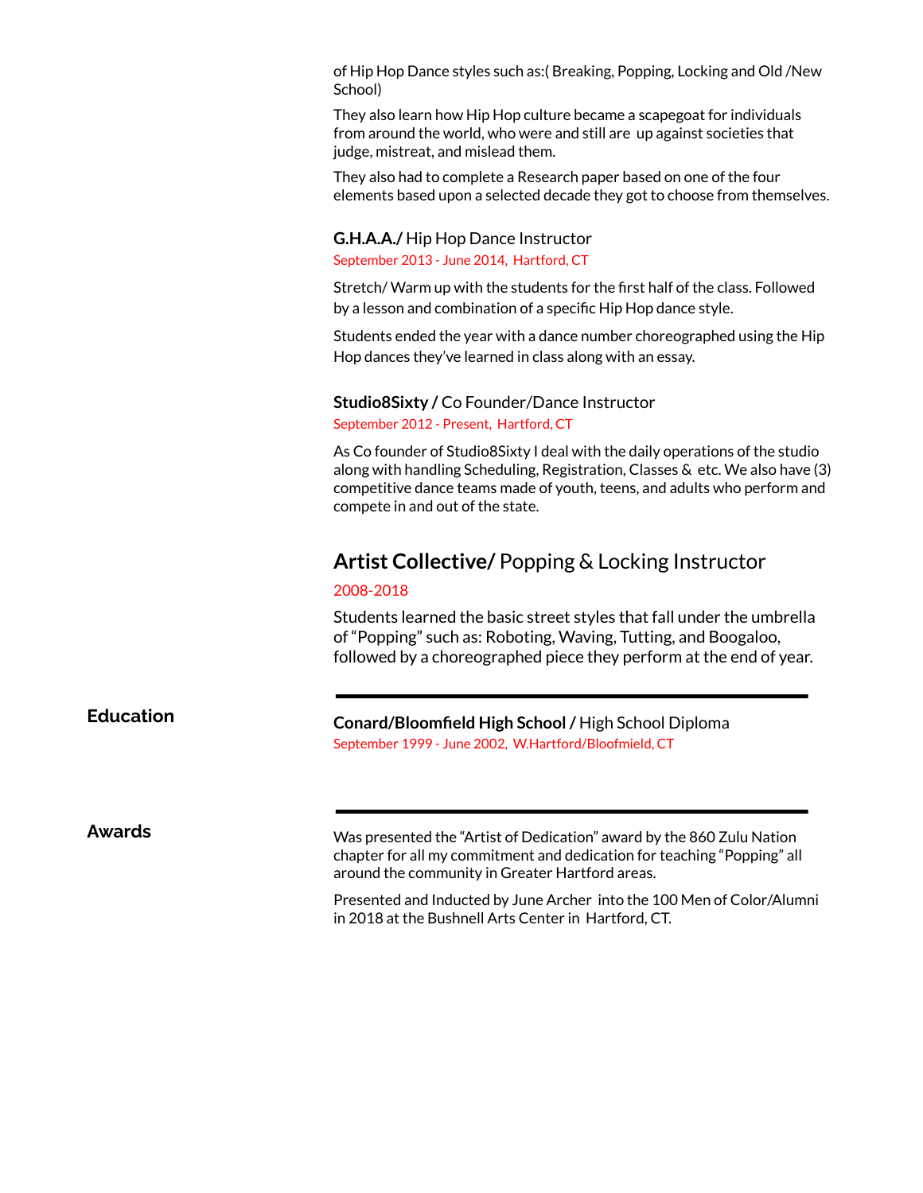of Hip Hop Dance styles such as:( Breaking, Popping, Locking and Old /New School)

They also learn how Hip Hop culture became a scapegoat for individuals from around the world, who were and still are up against societies that judge, mistreat, and mislead them.

They also had to complete a Research paper based on one of the four elements based upon a selected decade they got to choose from themselves.

### **G.H.A.A./** Hip Hop Dance Instructor

September 2013 - June 2014, Hartford, CT

Stretch/ Warm up with the students for the first half of the class. Followed by a lesson and combination of a specific Hip Hop dance style.

Students ended the year with a dance number choreographed using the Hip Hop dances they've learned in class along with an essay.

### **Studio8Sixty /** Co Founder/Dance Instructor

September 2012 - Present, Hartford, CT

As Co founder of Studio8Sixty I deal with the daily operations of the studio along with handling Scheduling, Registration, Classes & etc. We also have (3) competitive dance teams made of youth, teens, and adults who perform and compete in and out of the state.

### **Artist Collective/** Popping & Locking Instructor

2008-2018

Students learned the basic street styles that fall under the umbrella of "Popping" such as: Roboting, Waving, Tutting, and Boogaloo, followed by a choreographed piece they perform at the end of year.

## Education

### **Conard/Bloomfield High School /** High School Diploma

September 1999 - June 2002, W.Hartford/Bloofmield, CT

## Awards

Was presented the "Artist of Dedication" award by the 860 Zulu Nation chapter for all my commitment and dedication for teaching "Popping" all around the community in Greater Hartford areas.

Presented and Inducted by June Archer into the 100 Men of Color/Alumni in 2018 at the Bushnell Arts Center in Hartford, CT.